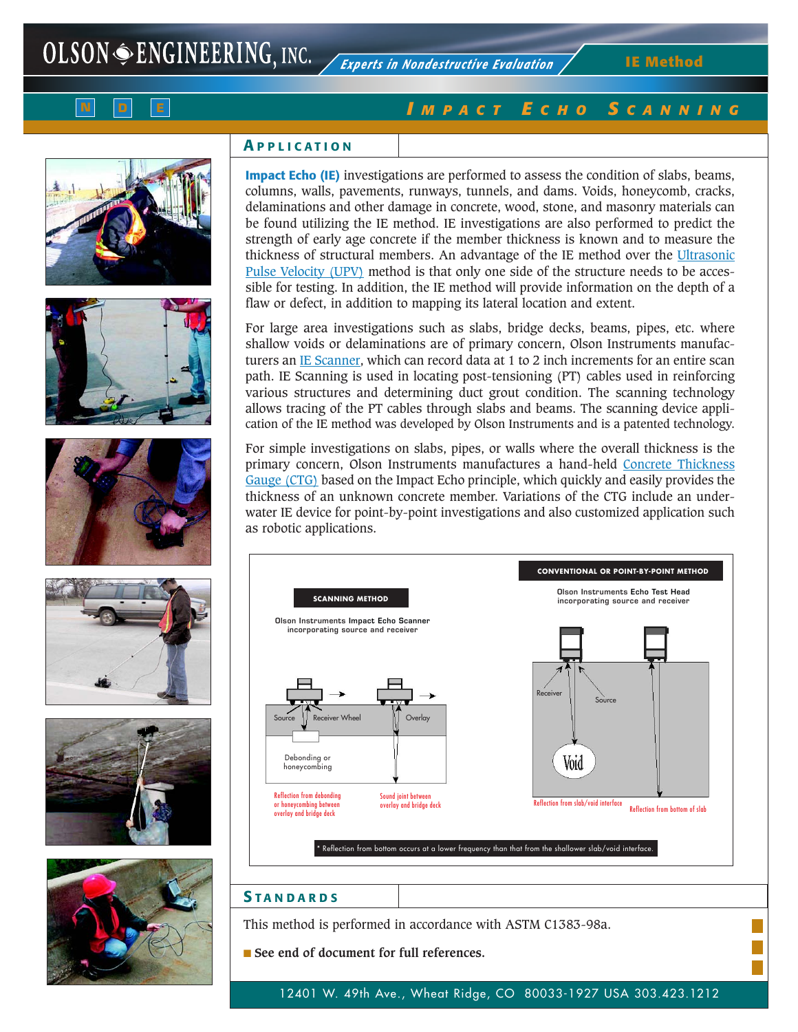OLSON ENGINEERING, INC. — *Experts in Nondestructive Evaluation* — IE Method

N D E

# Impact Echo Scanning

## Application

**Impact Echo (IE)** investigations are performed to assess the condition of slabs, beams, columns, walls, pavements, runways, tunnels, and dams. Voids, honeycomb, cracks, delaminations and other damage in concrete, wood, stone, and masonry materials can be found utilizing the IE method. IE investigations are also performed to predict the strength of early age concrete if the member thickness is known and to measure the thickness of structural members. An advantage of the IE method over the Ultrasonic Pulse Velocity (UPV) method is that only one side of the structure needs to be accessible for testing. In addition, the IE method will provide information on the depth of a flaw or defect, in addition to mapping its lateral location and extent.

For large area investigations such as slabs, bridge decks, beams, pipes, etc. where shallow voids or delaminations are of primary concern, Olson Instruments manufacturers an IE Scanner, which can record data at 1 to 2 inch increments for an entire scan path. IE Scanning is used in locating post-tensioning (PT) cables used in reinforcing various structures and determining duct grout condition. The scanning technology allows tracing of the PT cables through slabs and beams. The scanning device application of the IE method was developed by Olson Instruments and is a patented technology.

For simple investigations on slabs, pipes, or walls where the overall thickness is the primary concern, Olson Instruments manufactures a hand-held Concrete Thickness Gauge (CTG) based on the Impact Echo principle, which quickly and easily provides the thickness of an unknown concrete member. Variations of the CTG include an underwater IE device for point-by-point investigations and also customized application such as robotic applications.

SCANNING METHOD

Olson Instruments Impact Echo Scanner incorporating source and receiver

Source

Receiver Wheel

Overlay

Debonding or honeycombing

Reflection from debonding or honeycombing between overlay and bridge deck

Sound joint between overlay and bridge deck

CONVENTIONAL OR POINT-BY-POINT METHOD

Olson Instruments Echo Test Head incorporating source and receiver

Receiver

Source

Void

Reflection from slab/void interface

Reflection from bottom of slab

* Reflection from bottom occurs at a lower frequency than that from the shallower slab/void interface.

## Standards

This method is performed in accordance with ASTM C1383-98a.

- **See end of document for full references.**

12401 W. 49th Ave., Wheat Ridge, CO 80033-1927 USA 303.423.1212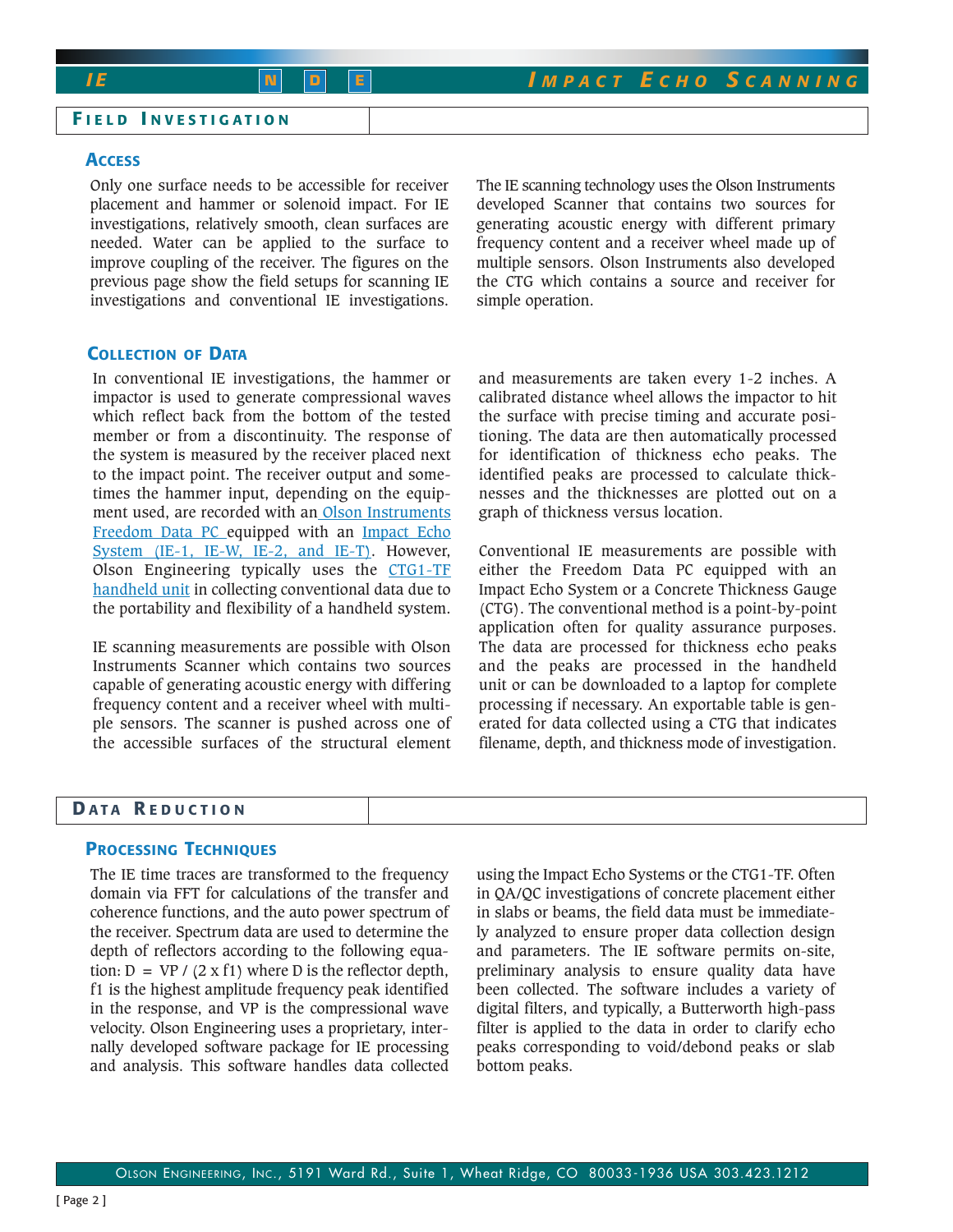## Field Investigation

### Access

Only one surface needs to be accessible for receiver placement and hammer or solenoid impact. For IE investigations, relatively smooth, clean surfaces are needed. Water can be applied to the surface to improve coupling of the receiver. The figures on the previous page show the field setups for scanning IE investigations and conventional IE investigations.

The IE scanning technology uses the Olson Instruments developed Scanner that contains two sources for generating acoustic energy with different primary frequency content and a receiver wheel made up of multiple sensors. Olson Instruments also developed the CTG which contains a source and receiver for simple operation.

### Collection of Data

In conventional IE investigations, the hammer or impactor is used to generate compressional waves which reflect back from the bottom of the tested member or from a discontinuity. The response of the system is measured by the receiver placed next to the impact point. The receiver output and sometimes the hammer input, depending on the equipment used, are recorded with an Olson Instruments Freedom Data PC equipped with an Impact Echo System (IE-1, IE-W, IE-2, and IE-T). However, Olson Engineering typically uses the CTG1-TF handheld unit in collecting conventional data due to the portability and flexibility of a handheld system.

IE scanning measurements are possible with Olson Instruments Scanner which contains two sources capable of generating acoustic energy with differing frequency content and a receiver wheel with multiple sensors. The scanner is pushed across one of the accessible surfaces of the structural element and measurements are taken every 1-2 inches. A calibrated distance wheel allows the impactor to hit the surface with precise timing and accurate positioning. The data are then automatically processed for identification of thickness echo peaks. The identified peaks are processed to calculate thicknesses and the thicknesses are plotted out on a graph of thickness versus location.

Conventional IE measurements are possible with either the Freedom Data PC equipped with an Impact Echo System or a Concrete Thickness Gauge (CTG). The conventional method is a point-by-point application often for quality assurance purposes. The data are processed for thickness echo peaks and the peaks are processed in the handheld unit or can be downloaded to a laptop for complete processing if necessary. An exportable table is generated for data collected using a CTG that indicates filename, depth, and thickness mode of investigation.

## Data Reduction

### Processing Techniques

The IE time traces are transformed to the frequency domain via FFT for calculations of the transfer and coherence functions, and the auto power spectrum of the receiver. Spectrum data are used to determine the depth of reflectors according to the following equation: $D = VP / (2 \times f1)$ where D is the reflector depth, f1 is the highest amplitude frequency peak identified in the response, and VP is the compressional wave velocity. Olson Engineering uses a proprietary, internally developed software package for IE processing and analysis. This software handles data collected using the Impact Echo Systems or the CTG1-TF. Often in QA/QC investigations of concrete placement either in slabs or beams, the field data must be immediately analyzed to ensure proper data collection design and parameters. The IE software permits on-site, preliminary analysis to ensure quality data have been collected. The software includes a variety of digital filters, and typically, a Butterworth high-pass filter is applied to the data in order to clarify echo peaks corresponding to void/debond peaks or slab bottom peaks.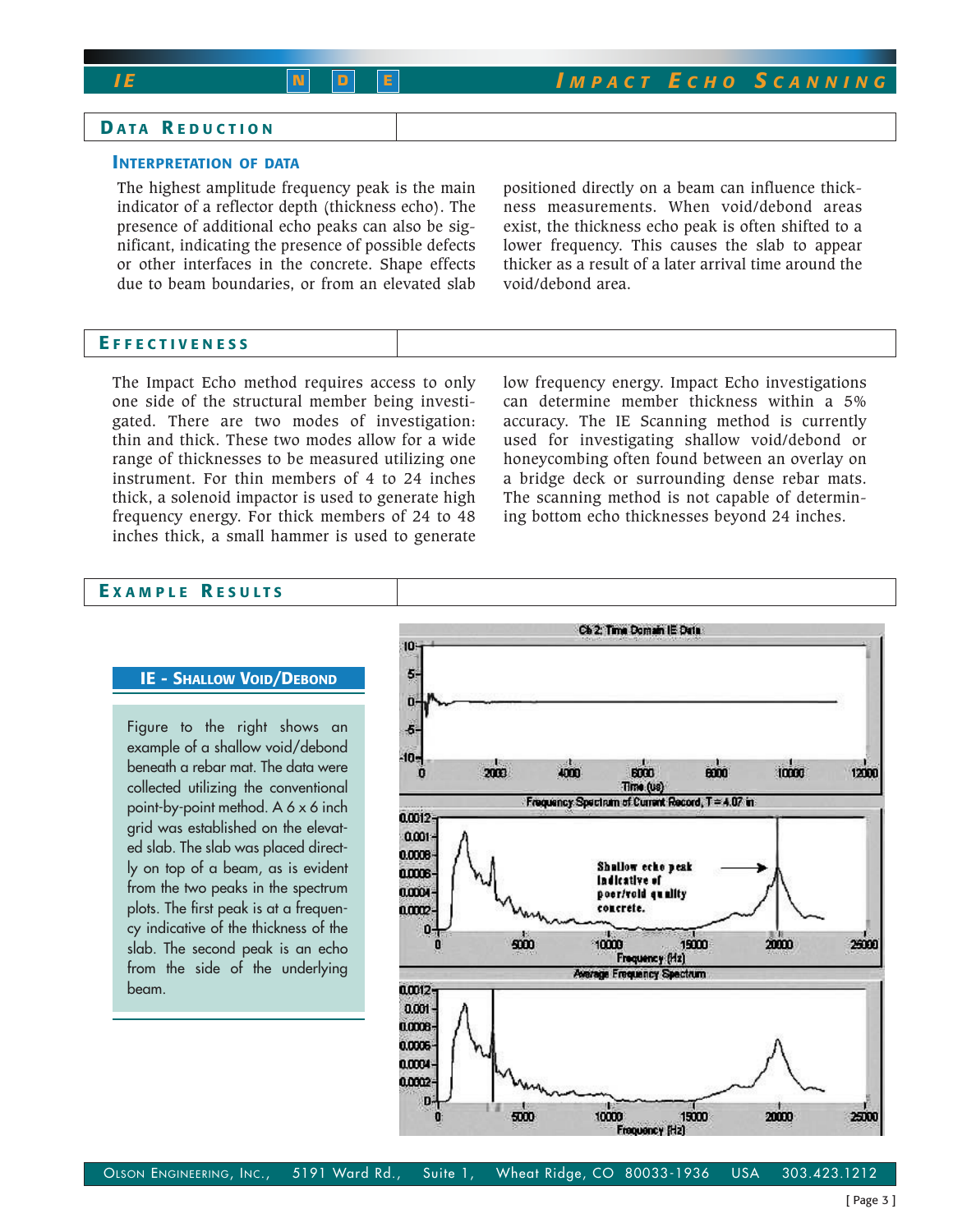## Data Reduction

### Interpretation of Data

The highest amplitude frequency peak is the main indicator of a reflector depth (thickness echo). The presence of additional echo peaks can also be significant, indicating the presence of possible defects or other interfaces in the concrete. Shape effects due to beam boundaries, or from an elevated slab positioned directly on a beam can influence thickness measurements. When void/debond areas exist, the thickness echo peak is often shifted to a lower frequency. This causes the slab to appear thicker as a result of a later arrival time around the void/debond area.

## Effectiveness

The Impact Echo method requires access to only one side of the structural member being investigated. There are two modes of investigation: thin and thick. These two modes allow for a wide range of thicknesses to be measured utilizing one instrument. For thin members of 4 to 24 inches thick, a solenoid impactor is used to generate high frequency energy. For thick members of 24 to 48 inches thick, a small hammer is used to generate low frequency energy. Impact Echo investigations can determine member thickness within a 5% accuracy. The IE Scanning method is currently used for investigating shallow void/debond or honeycombing often found between an overlay on a bridge deck or surrounding dense rebar mats. The scanning method is not capable of determining bottom echo thicknesses beyond 24 inches.

## Example Results

### IE - Shallow Void/Debond

Figure to the right shows an example of a shallow void/debond beneath a rebar mat. The data were collected utilizing the conventional point-by-point method. A 6 x 6 inch grid was established on the elevated slab. The slab was placed directly on top of a beam, as is evident from the two peaks in the spectrum plots. The first peak is at a frequency indicative of the thickness of the slab. The second peak is an echo from the side of the underlying beam.

Ch 2: Time Domain IE Data

Frequency Spectrum of Current Record, T = 4.07 in

Shallow echo peak indicative of poor/void quality concrete.

Average Frequency Spectrum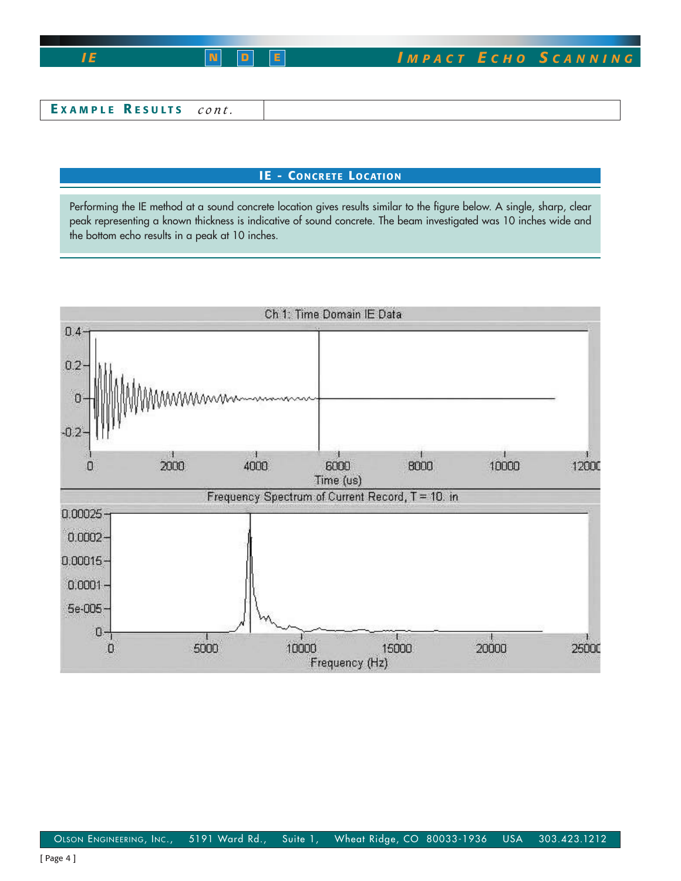## Example Results *cont.*

### IE - Concrete Location

Performing the IE method at a sound concrete location gives results similar to the figure below. A single, sharp, clear peak representing a known thickness is indicative of sound concrete. The beam investigated was 10 inches wide and the bottom echo results in a peak at 10 inches.

Ch 1: Time Domain IE Data

0.4
0.2
0
-0.2

0 2000 4000 6000 8000 10000 12000

Time (us)

Frequency Spectrum of Current Record, T = 10. in

0.00025
0.0002
0.00015
0.0001
5e-005
0

0 5000 10000 15000 20000 25000

Frequency (Hz)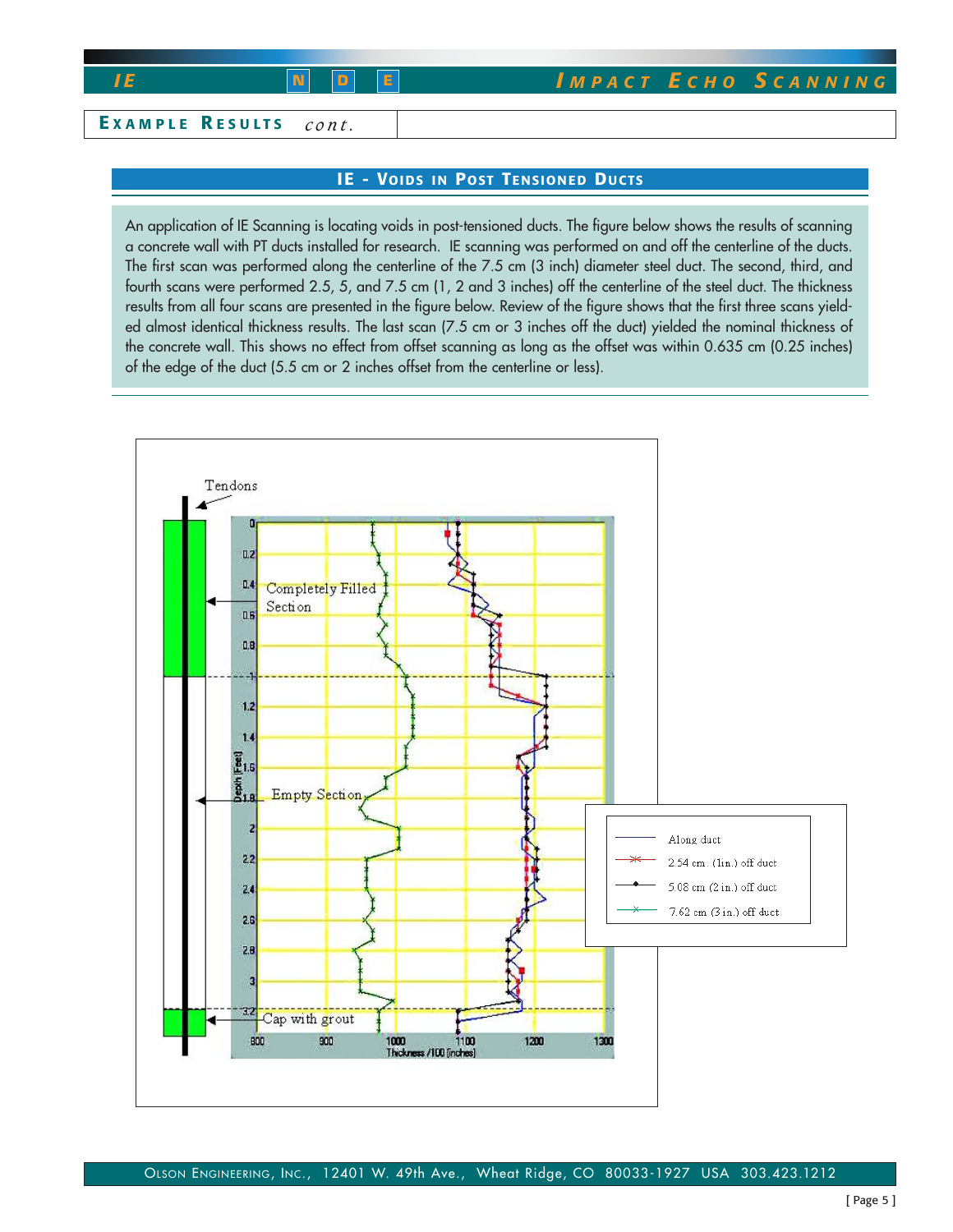## Example Results *cont.*

### IE - Voids in Post Tensioned Ducts

An application of IE Scanning is locating voids in post-tensioned ducts. The figure below shows the results of scanning a concrete wall with PT ducts installed for research. IE scanning was performed on and off the centerline of the ducts. The first scan was performed along the centerline of the 7.5 cm (3 inch) diameter steel duct. The second, third, and fourth scans were performed 2.5, 5, and 7.5 cm (1, 2 and 3 inches) off the centerline of the steel duct. The thickness results from all four scans are presented in the figure below. Review of the figure shows that the first three scans yielded almost identical thickness results. The last scan (7.5 cm or 3 inches off the duct) yielded the nominal thickness of the concrete wall. This shows no effect from offset scanning as long as the offset was within 0.635 cm (0.25 inches) of the edge of the duct (5.5 cm or 2 inches offset from the centerline or less).

Tendons

Completely Filled Section

Empty Section

Cap with grout

Depth (Feet)

0
0.2
0.4
0.6
0.8
1
1.2
1.4
1.6
1.8
2
2.2
2.4
2.6
2.8
3
3.2

800 900 1000 1100 1200 1300

Thickness /100 (inches)

Along duct

2.54 cm. (1in.) off duct

5.08 cm (2 in.) off duct

7.62 cm (3 in.) off duct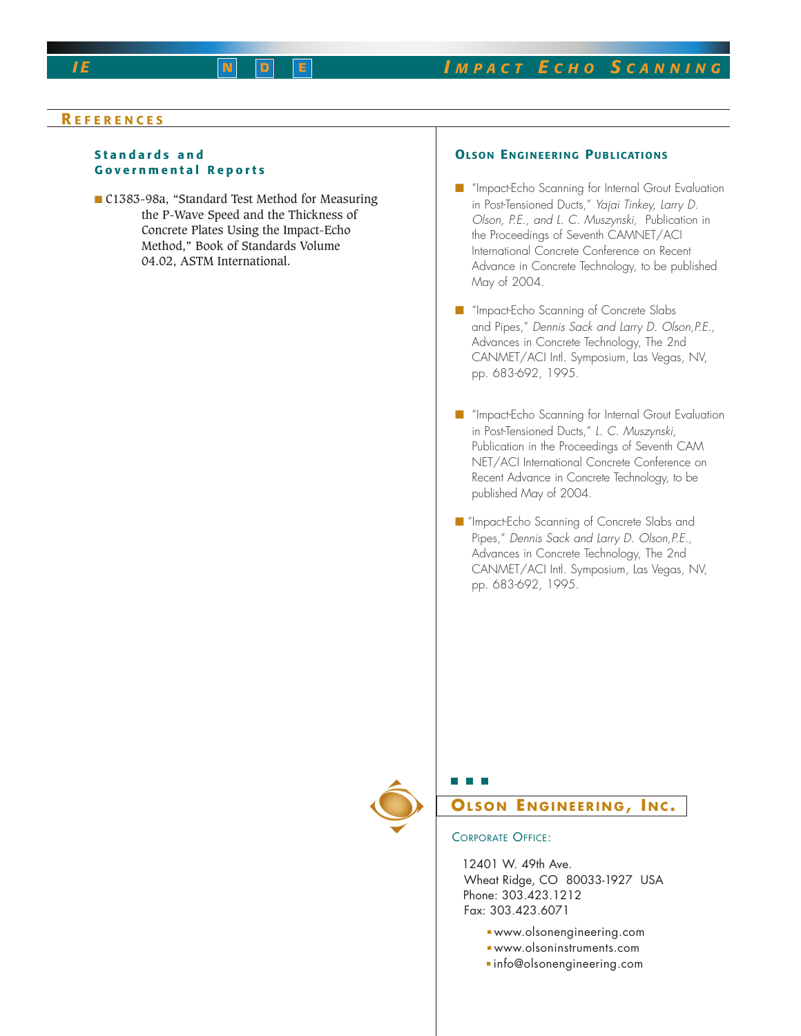## REFERENCES

### Standards and Governmental Reports

- C1383-98a, "Standard Test Method for Measuring the P-Wave Speed and the Thickness of Concrete Plates Using the Impact-Echo Method," Book of Standards Volume 04.02, ASTM International.

### OLSON ENGINEERING PUBLICATIONS

- "Impact-Echo Scanning for Internal Grout Evaluation in Post-Tensioned Ducts," *Yajai Tinkey, Larry D. Olson, P.E., and L. C. Muszynski,* Publication in the Proceedings of Seventh CAMNET/ACI International Concrete Conference on Recent Advance in Concrete Technology, to be published May of 2004.

- "Impact-Echo Scanning of Concrete Slabs and Pipes," *Dennis Sack and Larry D. Olson,P.E.,* Advances in Concrete Technology, The 2nd CANMET/ACI Intl. Symposium, Las Vegas, NV, pp. 683-692, 1995.

- "Impact-Echo Scanning for Internal Grout Evaluation in Post-Tensioned Ducts," *L. C. Muszynski,* Publication in the Proceedings of Seventh CAM NET/ACI International Concrete Conference on Recent Advance in Concrete Technology, to be published May of 2004.

- "Impact-Echo Scanning of Concrete Slabs and Pipes," *Dennis Sack and Larry D. Olson,P.E.,* Advances in Concrete Technology, The 2nd CANMET/ACI Intl. Symposium, Las Vegas, NV, pp. 683-692, 1995.

## OLSON ENGINEERING, INC.

CORPORATE OFFICE:

12401 W. 49th Ave.
Wheat Ridge, CO 80033-1927 USA
Phone: 303.423.1212
Fax: 303.423.6071

- www.olsonengineering.com
- www.olsoninstruments.com
- info@olsonengineering.com